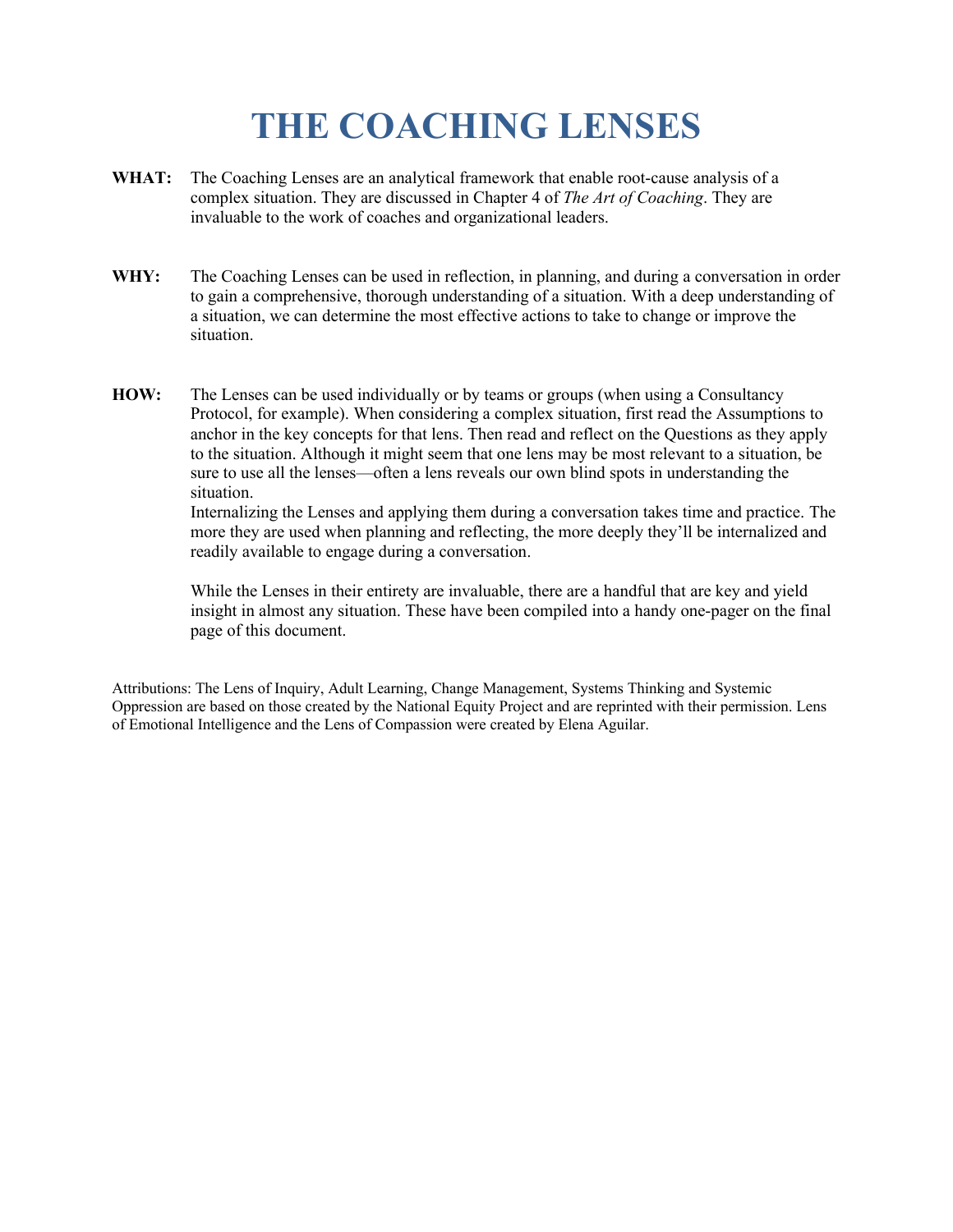# THE COACHING LENSES

**WHAT:** The Coaching Lenses are an analytical framework that enable root-cause analysis of a complex situation. They are discussed in Chapter 4 of *The Art of Coaching*. They are invaluable to the work of coaches and organizational leaders.

**WHY:** The Coaching Lenses can be used in reflection, in planning, and during a conversation in order to gain a comprehensive, thorough understanding of a situation. With a deep understanding of a situation, we can determine the most effective actions to take to change or improve the situation.

**HOW:** The Lenses can be used individually or by teams or groups (when using a Consultancy Protocol, for example). When considering a complex situation, first read the Assumptions to anchor in the key concepts for that lens. Then read and reflect on the Questions as they apply to the situation. Although it might seem that one lens may be most relevant to a situation, be sure to use all the lenses—often a lens reveals our own blind spots in understanding the situation.
Internalizing the Lenses and applying them during a conversation takes time and practice. The more they are used when planning and reflecting, the more deeply they'll be internalized and readily available to engage during a conversation.

While the Lenses in their entirety are invaluable, there are a handful that are key and yield insight in almost any situation. These have been compiled into a handy one-pager on the final page of this document.

Attributions: The Lens of Inquiry, Adult Learning, Change Management, Systems Thinking and Systemic Oppression are based on those created by the National Equity Project and are reprinted with their permission. Lens of Emotional Intelligence and the Lens of Compassion were created by Elena Aguilar.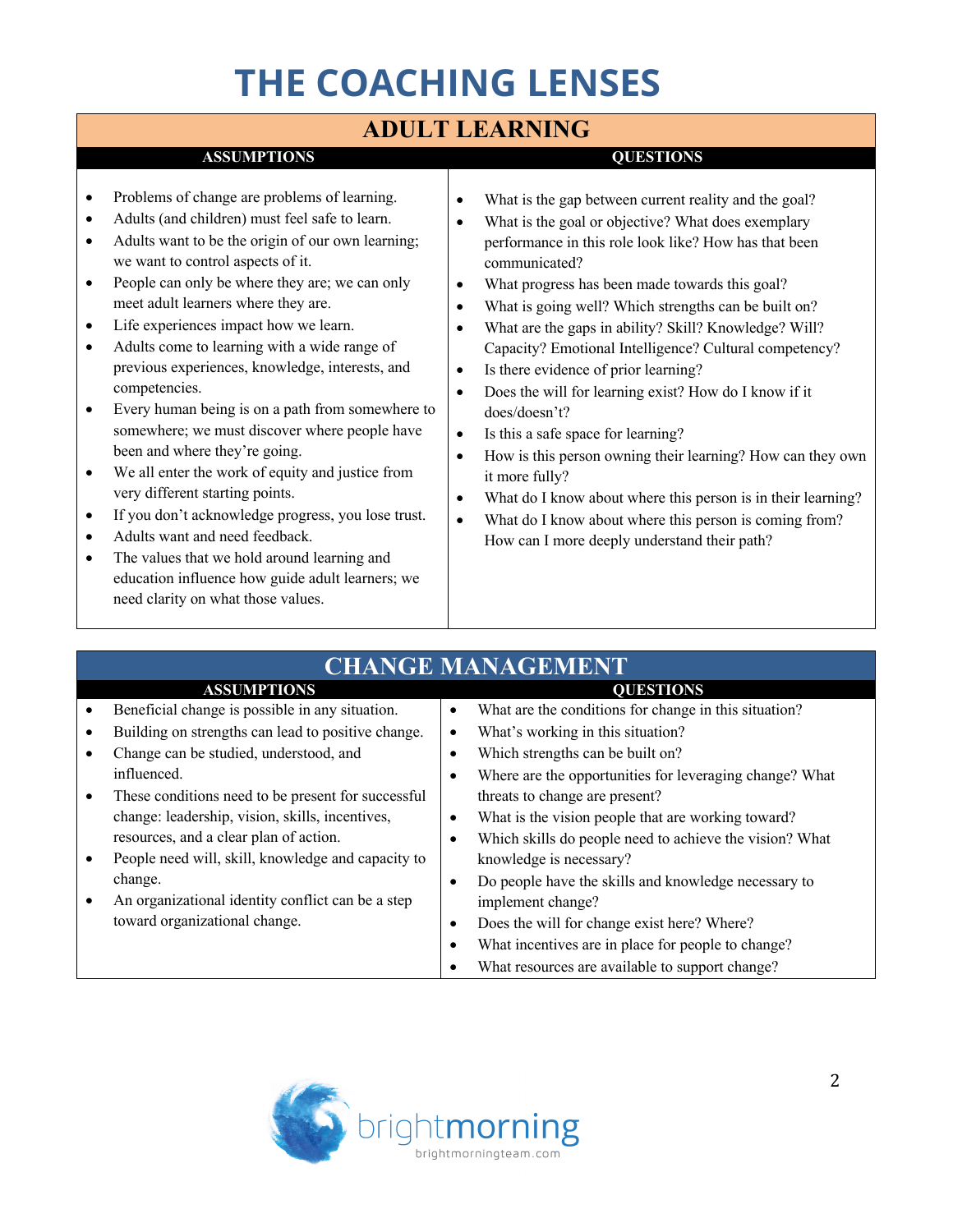# THE COACHING LENSES

## ADULT LEARNING

| ASSUMPTIONS | QUESTIONS |
|---|---|
| • Problems of change are problems of learning.<br>• Adults (and children) must feel safe to learn.<br>• Adults want to be the origin of our own learning; we want to control aspects of it.<br>• People can only be where they are; we can only meet adult learners where they are.<br>• Life experiences impact how we learn.<br>• Adults come to learning with a wide range of previous experiences, knowledge, interests, and competencies.<br>• Every human being is on a path from somewhere to somewhere; we must discover where people have been and where they're going.<br>• We all enter the work of equity and justice from very different starting points.<br>• If you don't acknowledge progress, you lose trust.<br>• Adults want and need feedback.<br>• The values that we hold around learning and education influence how guide adult learners; we need clarity on what those values. | • What is the gap between current reality and the goal?<br>• What is the goal or objective? What does exemplary performance in this role look like? How has that been communicated?<br>• What progress has been made towards this goal?<br>• What is going well? Which strengths can be built on?<br>• What are the gaps in ability? Skill? Knowledge? Will? Capacity? Emotional Intelligence? Cultural competency?<br>• Is there evidence of prior learning?<br>• Does the will for learning exist? How do I know if it does/doesn't?<br>• Is this a safe space for learning?<br>• How is this person owning their learning? How can they own it more fully?<br>• What do I know about where this person is in their learning?<br>• What do I know about where this person is coming from? How can I more deeply understand their path? |

## CHANGE MANAGEMENT

| ASSUMPTIONS | QUESTIONS |
|---|---|
| • Beneficial change is possible in any situation.<br>• Building on strengths can lead to positive change.<br>• Change can be studied, understood, and influenced.<br>• These conditions need to be present for successful change: leadership, vision, skills, incentives, resources, and a clear plan of action.<br>• People need will, skill, knowledge and capacity to change.<br>• An organizational identity conflict can be a step toward organizational change. | • What are the conditions for change in this situation?<br>• What's working in this situation?<br>• Which strengths can be built on?<br>• Where are the opportunities for leveraging change? What threats to change are present?<br>• What is the vision people that are working toward?<br>• Which skills do people need to achieve the vision? What knowledge is necessary?<br>• Do people have the skills and knowledge necessary to implement change?<br>• Does the will for change exist here? Where?<br>• What incentives are in place for people to change?<br>• What resources are available to support change? |

brightmorning
brightmorningteam.com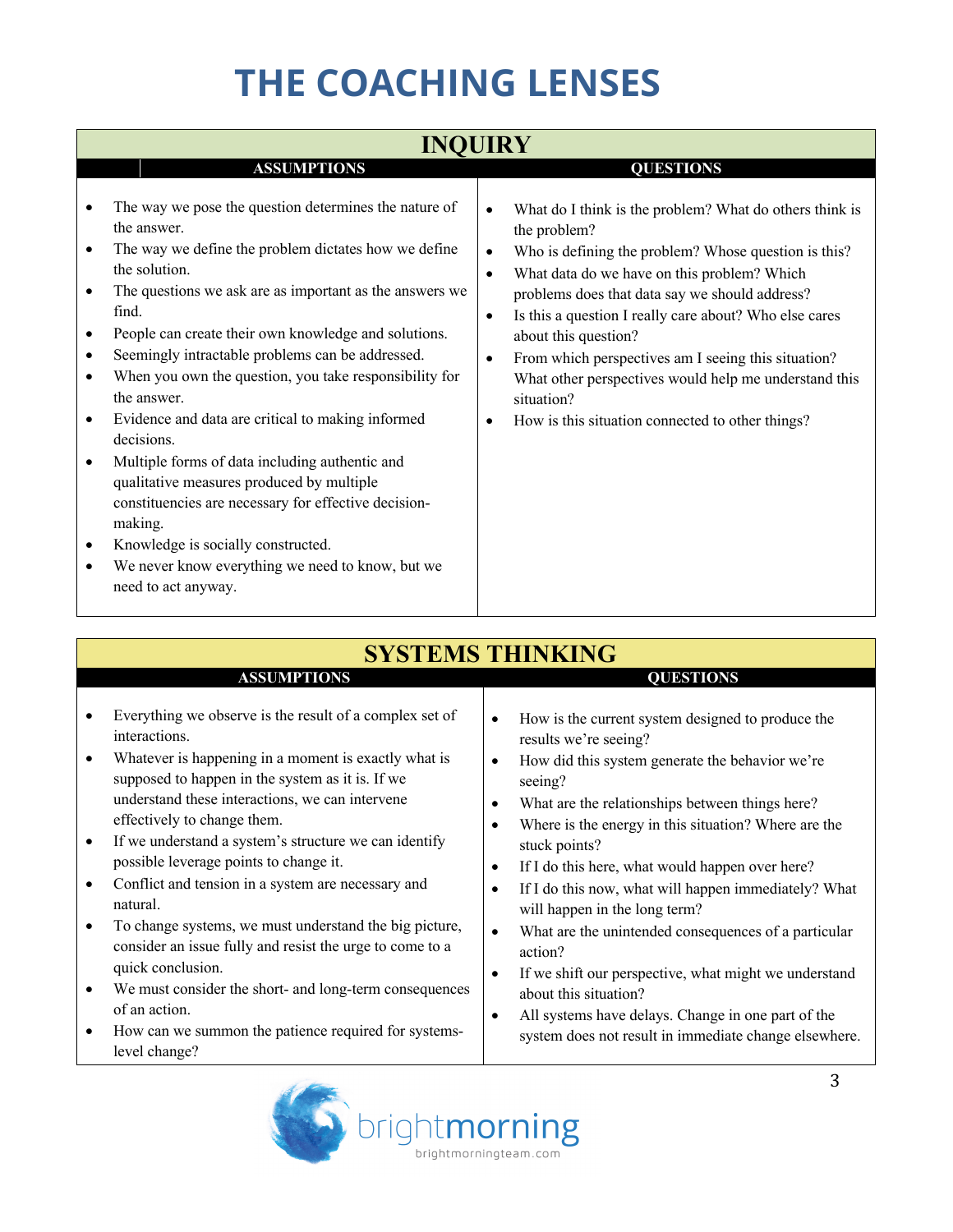# THE COACHING LENSES

## INQUIRY

| ASSUMPTIONS | QUESTIONS |
| --- | --- |
| • The way we pose the question determines the nature of the answer.<br>• The way we define the problem dictates how we define the solution.<br>• The questions we ask are as important as the answers we find.<br>• People can create their own knowledge and solutions.<br>• Seemingly intractable problems can be addressed.<br>• When you own the question, you take responsibility for the answer.<br>• Evidence and data are critical to making informed decisions.<br>• Multiple forms of data including authentic and qualitative measures produced by multiple constituencies are necessary for effective decision-making.<br>• Knowledge is socially constructed.<br>• We never know everything we need to know, but we need to act anyway. | • What do I think is the problem? What do others think is the problem?<br>• Who is defining the problem? Whose question is this?<br>• What data do we have on this problem? Which problems does that data say we should address?<br>• Is this a question I really care about? Who else cares about this question?<br>• From which perspectives am I seeing this situation? What other perspectives would help me understand this situation?<br>• How is this situation connected to other things? |

## SYSTEMS THINKING

| ASSUMPTIONS | QUESTIONS |
| --- | --- |
| • Everything we observe is the result of a complex set of interactions.<br>• Whatever is happening in a moment is exactly what is supposed to happen in the system as it is. If we understand these interactions, we can intervene effectively to change them.<br>• If we understand a system's structure we can identify possible leverage points to change it.<br>• Conflict and tension in a system are necessary and natural.<br>• To change systems, we must understand the big picture, consider an issue fully and resist the urge to come to a quick conclusion.<br>• We must consider the short- and long-term consequences of an action.<br>• How can we summon the patience required for systems-level change? | • How is the current system designed to produce the results we're seeing?<br>• How did this system generate the behavior we're seeing?<br>• What are the relationships between things here?<br>• Where is the energy in this situation? Where are the stuck points?<br>• If I do this here, what would happen over here?<br>• If I do this now, what will happen immediately? What will happen in the long term?<br>• What are the unintended consequences of a particular action?<br>• If we shift our perspective, what might we understand about this situation?<br>• All systems have delays. Change in one part of the system does not result in immediate change elsewhere. |

brightmorning
brightmorningteam.com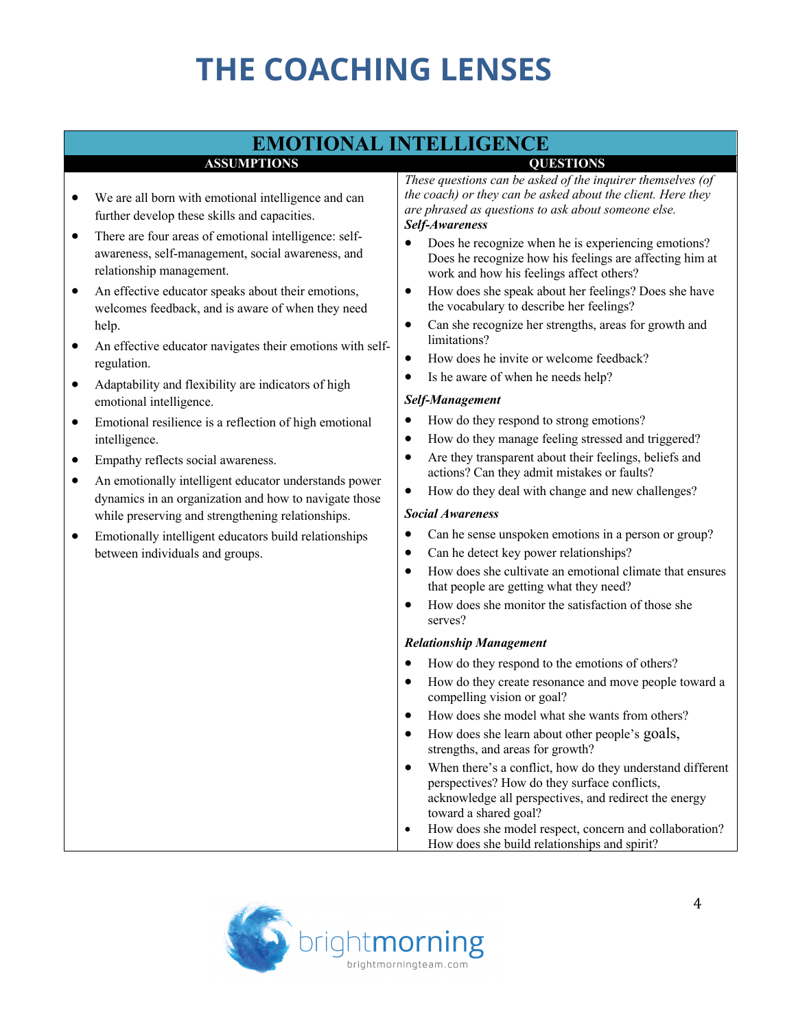# THE COACHING LENSES

| EMOTIONAL INTELLIGENCE | |
|---|---|
| **ASSUMPTIONS** | **QUESTIONS** |
| • We are all born with emotional intelligence and can further develop these skills and capacities.<br>• There are four areas of emotional intelligence: self-awareness, self-management, social awareness, and relationship management.<br>• An effective educator speaks about their emotions, welcomes feedback, and is aware of when they need help.<br>• An effective educator navigates their emotions with self-regulation.<br>• Adaptability and flexibility are indicators of high emotional intelligence.<br>• Emotional resilience is a reflection of high emotional intelligence.<br>• Empathy reflects social awareness.<br>• An emotionally intelligent educator understands power dynamics in an organization and how to navigate those while preserving and strengthening relationships.<br>• Emotionally intelligent educators build relationships between individuals and groups. | *These questions can be asked of the inquirer themselves (of the coach) or they can be asked about the client. Here they are phrased as questions to ask about someone else.*<br>***Self-Awareness***<br>• Does he recognize when he is experiencing emotions? Does he recognize how his feelings are affecting him at work and how his feelings affect others?<br>• How does she speak about her feelings? Does she have the vocabulary to describe her feelings?<br>• Can she recognize her strengths, areas for growth and limitations?<br>• How does he invite or welcome feedback?<br>• Is he aware of when he needs help?<br>***Self-Management***<br>• How do they respond to strong emotions?<br>• How do they manage feeling stressed and triggered?<br>• Are they transparent about their feelings, beliefs and actions? Can they admit mistakes or faults?<br>• How do they deal with change and new challenges?<br>***Social Awareness***<br>• Can he sense unspoken emotions in a person or group?<br>• Can he detect key power relationships?<br>• How does she cultivate an emotional climate that ensures that people are getting what they need?<br>• How does she monitor the satisfaction of those she serves?<br>***Relationship Management***<br>• How do they respond to the emotions of others?<br>• How do they create resonance and move people toward a compelling vision or goal?<br>• How does she model what she wants from others?<br>• How does she learn about other people's goals, strengths, and areas for growth?<br>• When there's a conflict, how do they understand different perspectives? How do they surface conflicts, acknowledge all perspectives, and redirect the energy toward a shared goal?<br>• How does she model respect, concern and collaboration? How does she build relationships and spirit? |

brightmorning
brightmorningteam.com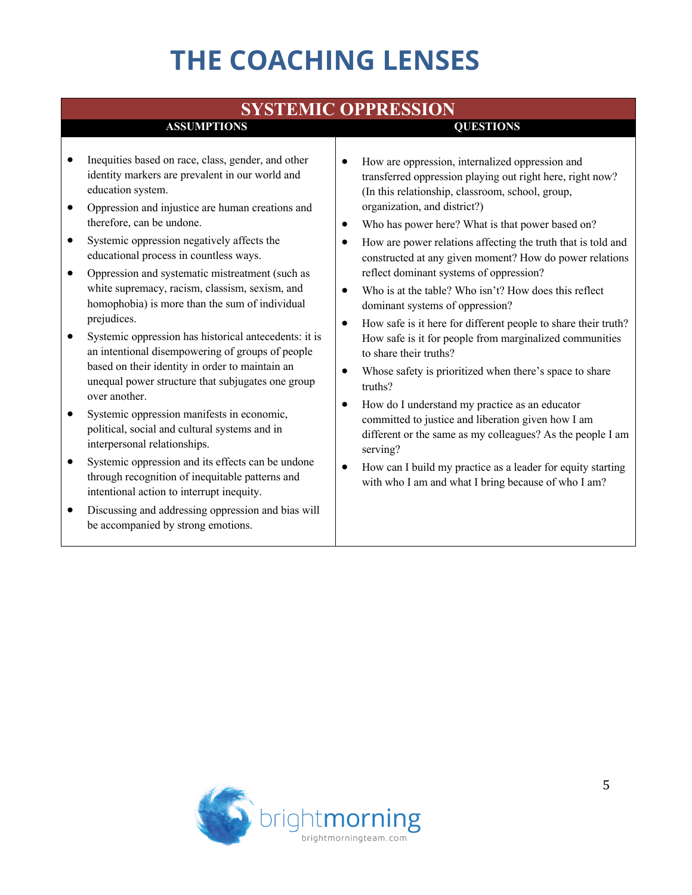# THE COACHING LENSES

## SYSTEMIC OPPRESSION

| ASSUMPTIONS | QUESTIONS |
|---|---|
| • Inequities based on race, class, gender, and other identity markers are prevalent in our world and education system.<br>• Oppression and injustice are human creations and therefore, can be undone.<br>• Systemic oppression negatively affects the educational process in countless ways.<br>• Oppression and systematic mistreatment (such as white supremacy, racism, classism, sexism, and homophobia) is more than the sum of individual prejudices.<br>• Systemic oppression has historical antecedents: it is an intentional disempowering of groups of people based on their identity in order to maintain an unequal power structure that subjugates one group over another.<br>• Systemic oppression manifests in economic, political, social and cultural systems and in interpersonal relationships.<br>• Systemic oppression and its effects can be undone through recognition of inequitable patterns and intentional action to interrupt inequity.<br>• Discussing and addressing oppression and bias will be accompanied by strong emotions. | • How are oppression, internalized oppression and transferred oppression playing out right here, right now? (In this relationship, classroom, school, group, organization, and district?)<br>• Who has power here? What is that power based on?<br>• How are power relations affecting the truth that is told and constructed at any given moment? How do power relations reflect dominant systems of oppression?<br>• Who is at the table? Who isn't? How does this reflect dominant systems of oppression?<br>• How safe is it here for different people to share their truth? How safe is it for people from marginalized communities to share their truths?<br>• Whose safety is prioritized when there's space to share truths?<br>• How do I understand my practice as an educator committed to justice and liberation given how I am different or the same as my colleagues? As the people I am serving?<br>• How can I build my practice as a leader for equity starting with who I am and what I bring because of who I am? |

brightmorning
brightmorningteam.com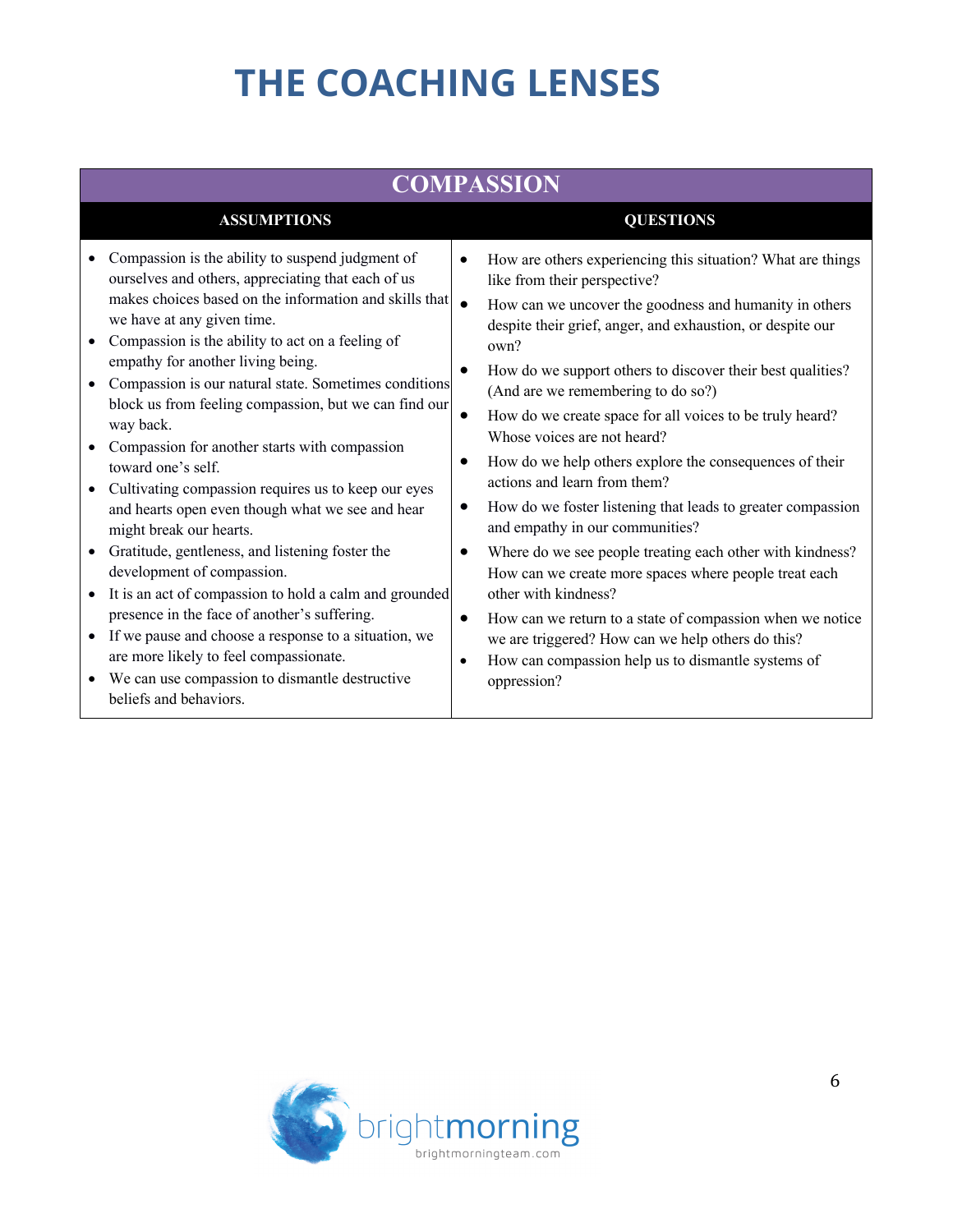# THE COACHING LENSES

## COMPASSION

| ASSUMPTIONS | QUESTIONS |
|---|---|
| • Compassion is the ability to suspend judgment of ourselves and others, appreciating that each of us makes choices based on the information and skills that we have at any given time.<br>• Compassion is the ability to act on a feeling of empathy for another living being.<br>• Compassion is our natural state. Sometimes conditions block us from feeling compassion, but we can find our way back.<br>• Compassion for another starts with compassion toward one's self.<br>• Cultivating compassion requires us to keep our eyes and hearts open even though what we see and hear might break our hearts.<br>• Gratitude, gentleness, and listening foster the development of compassion.<br>• It is an act of compassion to hold a calm and grounded presence in the face of another's suffering.<br>• If we pause and choose a response to a situation, we are more likely to feel compassionate.<br>• We can use compassion to dismantle destructive beliefs and behaviors. | • How are others experiencing this situation? What are things like from their perspective?<br>• How can we uncover the goodness and humanity in others despite their grief, anger, and exhaustion, or despite our own?<br>• How do we support others to discover their best qualities? (And are we remembering to do so?)<br>• How do we create space for all voices to be truly heard? Whose voices are not heard?<br>• How do we help others explore the consequences of their actions and learn from them?<br>• How do we foster listening that leads to greater compassion and empathy in our communities?<br>• Where do we see people treating each other with kindness? How can we create more spaces where people treat each other with kindness?<br>• How can we return to a state of compassion when we notice we are triggered? How can we help others do this?<br>• How can compassion help us to dismantle systems of oppression? |

brightmorning
brightmorningteam.com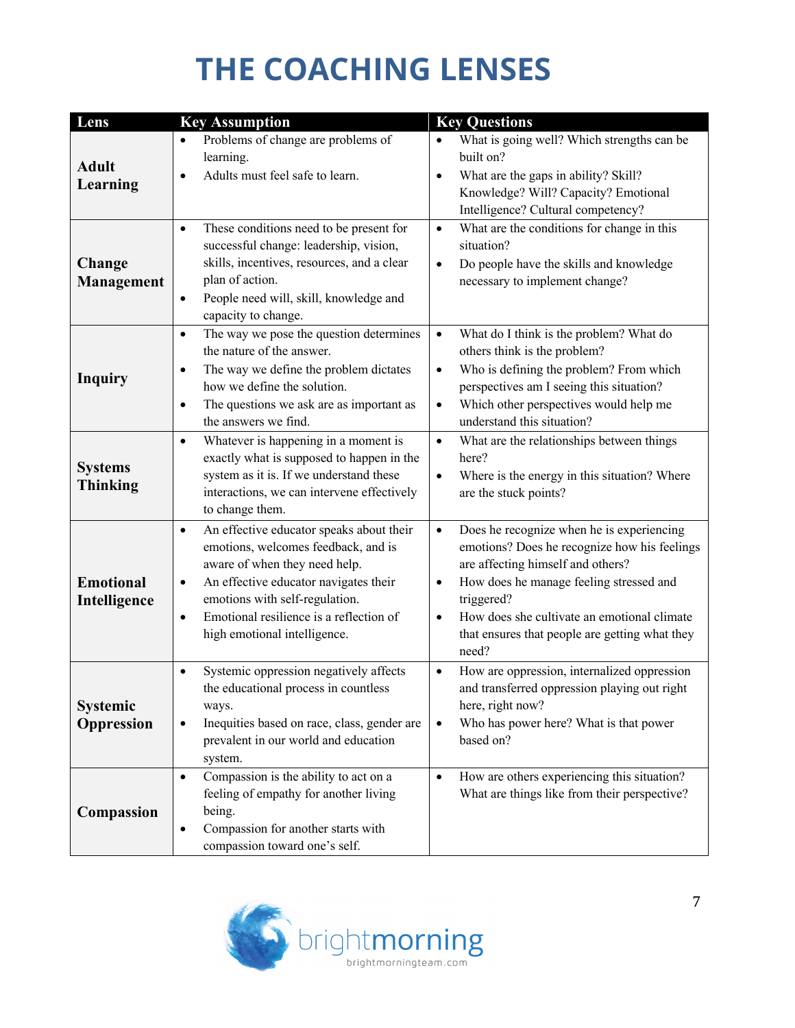# THE COACHING LENSES

| Lens | Key Assumption | Key Questions |
|---|---|---|
| **Adult Learning** | • Problems of change are problems of learning.<br>• Adults must feel safe to learn. | • What is going well? Which strengths can be built on?<br>• What are the gaps in ability? Skill? Knowledge? Will? Capacity? Emotional Intelligence? Cultural competency? |
| **Change Management** | • These conditions need to be present for successful change: leadership, vision, skills, incentives, resources, and a clear plan of action.<br>• People need will, skill, knowledge and capacity to change. | • What are the conditions for change in this situation?<br>• Do people have the skills and knowledge necessary to implement change? |
| **Inquiry** | • The way we pose the question determines the nature of the answer.<br>• The way we define the problem dictates how we define the solution.<br>• The questions we ask are as important as the answers we find. | • What do I think is the problem? What do others think is the problem?<br>• Who is defining the problem? From which perspectives am I seeing this situation?<br>• Which other perspectives would help me understand this situation? |
| **Systems Thinking** | • Whatever is happening in a moment is exactly what is supposed to happen in the system as it is. If we understand these interactions, we can intervene effectively to change them. | • What are the relationships between things here?<br>• Where is the energy in this situation? Where are the stuck points? |
| **Emotional Intelligence** | • An effective educator speaks about their emotions, welcomes feedback, and is aware of when they need help.<br>• An effective educator navigates their emotions with self-regulation.<br>• Emotional resilience is a reflection of high emotional intelligence. | • Does he recognize when he is experiencing emotions? Does he recognize how his feelings are affecting himself and others?<br>• How does he manage feeling stressed and triggered?<br>• How does she cultivate an emotional climate that ensures that people are getting what they need? |
| **Systemic Oppression** | • Systemic oppression negatively affects the educational process in countless ways.<br>• Inequities based on race, class, gender are prevalent in our world and education system. | • How are oppression, internalized oppression and transferred oppression playing out right here, right now?<br>• Who has power here? What is that power based on? |
| **Compassion** | • Compassion is the ability to act on a feeling of empathy for another living being.<br>• Compassion for another starts with compassion toward one's self. | • How are others experiencing this situation? What are things like from their perspective? |

brightmorning
brightmorningteam.com